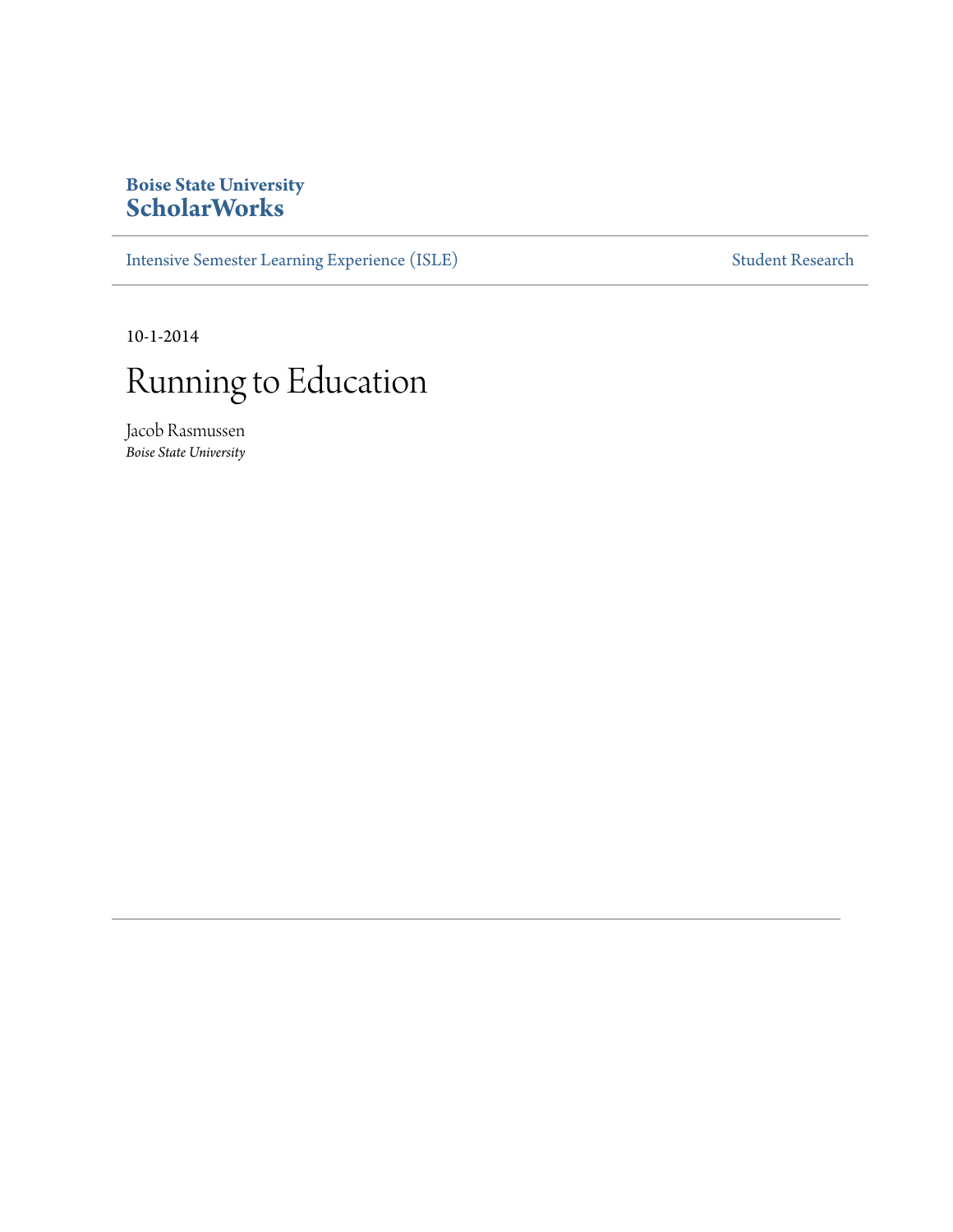**Boise State University**
**ScholarWorks**

Intensive Semester Learning Experience (ISLE) | Student Research

10-1-2014

# Running to Education

Jacob Rasmussen
*Boise State University*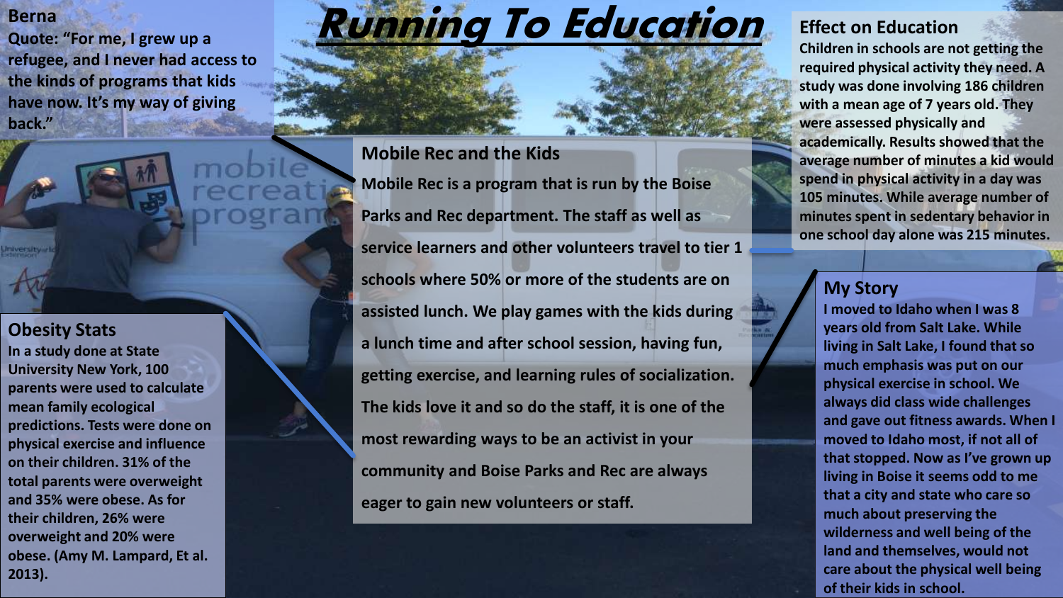# Running To Education

## Berna

Quote: "For me, I grew up a refugee, and I never had access to the kinds of programs that kids have now. It's my way of giving back."

## Mobile Rec and the Kids

Mobile Rec is a program that is run by the Boise Parks and Rec department. The staff as well as service learners and other volunteers travel to tier 1 schools where 50% or more of the students are on assisted lunch. We play games with the kids during a lunch time and after school session, having fun, getting exercise, and learning rules of socialization. The kids love it and so do the staff, it is one of the most rewarding ways to be an activist in your community and Boise Parks and Rec are always eager to gain new volunteers or staff.

## Effect on Education

Children in schools are not getting the required physical activity they need. A study was done involving 186 children with a mean age of 7 years old. They were assessed physically and academically. Results showed that the average number of minutes a kid would spend in physical activity in a day was 105 minutes. While average number of minutes spent in sedentary behavior in one school day alone was 215 minutes.

## Obesity Stats

In a study done at State University New York, 100 parents were used to calculate mean family ecological predictions. Tests were done on physical exercise and influence on their children. 31% of the total parents were overweight and 35% were obese. As for their children, 26% were overweight and 20% were obese. (Amy M. Lampard, Et al. 2013).

## My Story

I moved to Idaho when I was 8 years old from Salt Lake. While living in Salt Lake, I found that so much emphasis was put on our physical exercise in school. We always did class wide challenges and gave out fitness awards. When I moved to Idaho most, if not all of that stopped. Now as I've grown up living in Boise it seems odd to me that a city and state who care so much about preserving the wilderness and well being of the land and themselves, would not care about the physical well being of their kids in school.